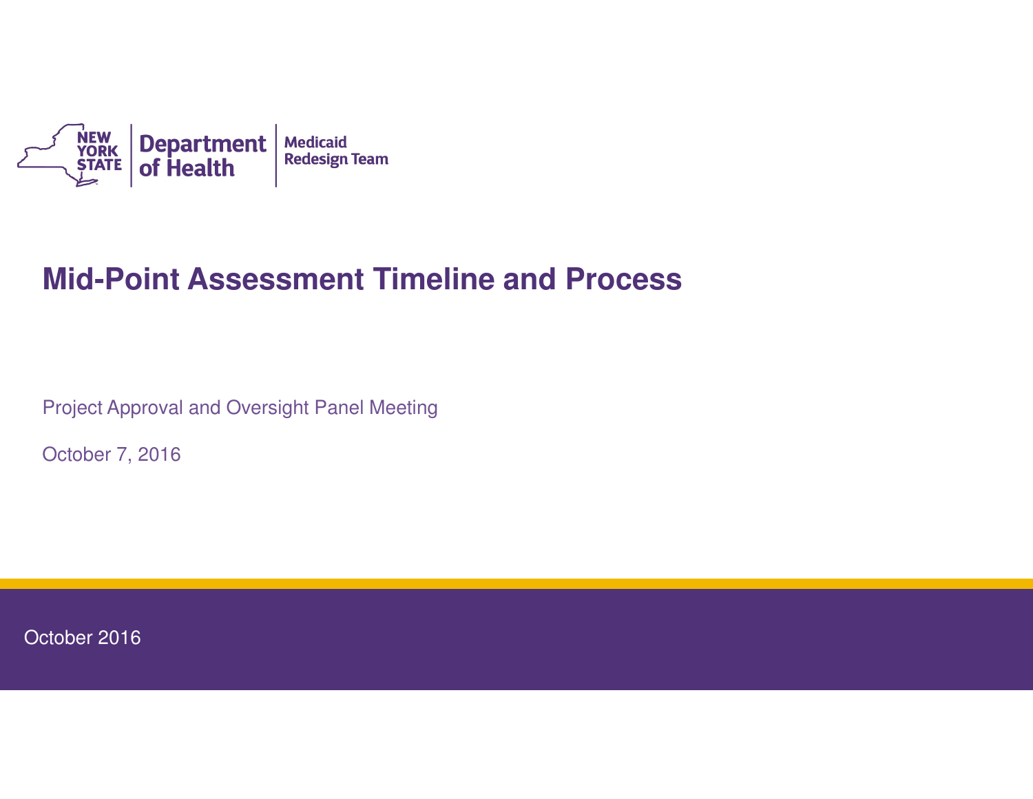NEW YORK STATE | Department of Health | Medicaid Redesign Team

# Mid-Point Assessment Timeline and Process

Project Approval and Oversight Panel Meeting

October 7, 2016

October 2016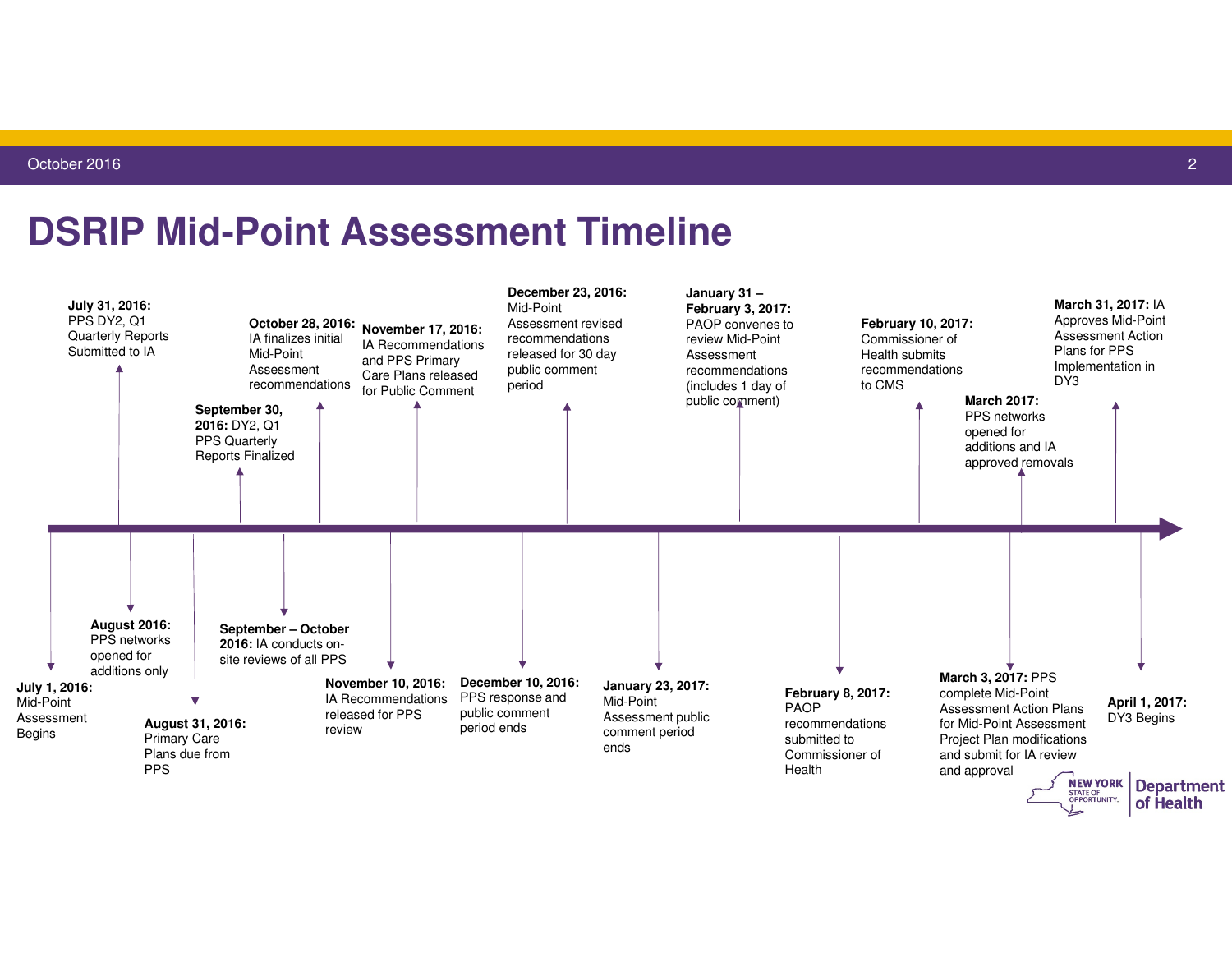# DSRIP Mid-Point Assessment Timeline

- **July 1, 2016:** Mid-Point Assessment Begins
- **July 31, 2016:** PPS DY2, Q1 Quarterly Reports Submitted to IA
- **August 2016:** PPS networks opened for additions only
- **August 31, 2016:** Primary Care Plans due from PPS
- **September 30, 2016:** DY2, Q1 PPS Quarterly Reports Finalized
- **September – October 2016:** IA conducts on-site reviews of all PPS
- **October 28, 2016:** IA finalizes initial Mid-Point Assessment recommendations
- **November 10, 2016:** IA Recommendations released for PPS review
- **November 17, 2016:** IA Recommendations and PPS Primary Care Plans released for Public Comment
- **December 10, 2016:** PPS response and public comment period ends
- **December 23, 2016:** Mid-Point Assessment revised recommendations released for 30 day public comment period
- **January 23, 2017:** Mid-Point Assessment public comment period ends
- **January 31 – February 3, 2017:** PAOP convenes to review Mid-Point Assessment recommendations (includes 1 day of public comment)
- **February 8, 2017:** PAOP recommendations submitted to Commissioner of Health
- **February 10, 2017:** Commissioner of Health submits recommendations to CMS
- **March 3, 2017:** PPS complete Mid-Point Assessment Action Plans for Mid-Point Assessment Project Plan modifications and submit for IA review and approval
- **March 2017:** PPS networks opened for additions and IA approved removals
- **March 31, 2017:** IA Approves Mid-Point Assessment Action Plans for PPS Implementation in DY3
- **April 1, 2017:** DY3 Begins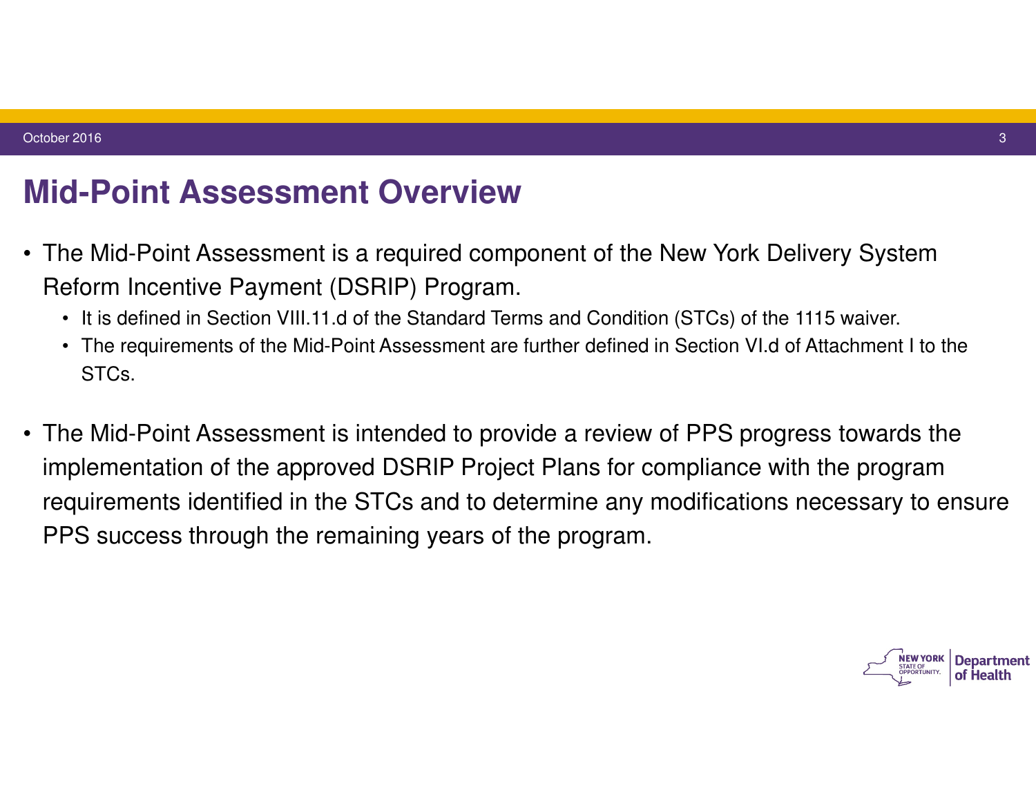# Mid-Point Assessment Overview

- The Mid-Point Assessment is a required component of the New York Delivery System Reform Incentive Payment (DSRIP) Program.
  - It is defined in Section VIII.11.d of the Standard Terms and Condition (STCs) of the 1115 waiver.
  - The requirements of the Mid-Point Assessment are further defined in Section VI.d of Attachment I to the STCs.

- The Mid-Point Assessment is intended to provide a review of PPS progress towards the implementation of the approved DSRIP Project Plans for compliance with the program requirements identified in the STCs and to determine any modifications necessary to ensure PPS success through the remaining years of the program.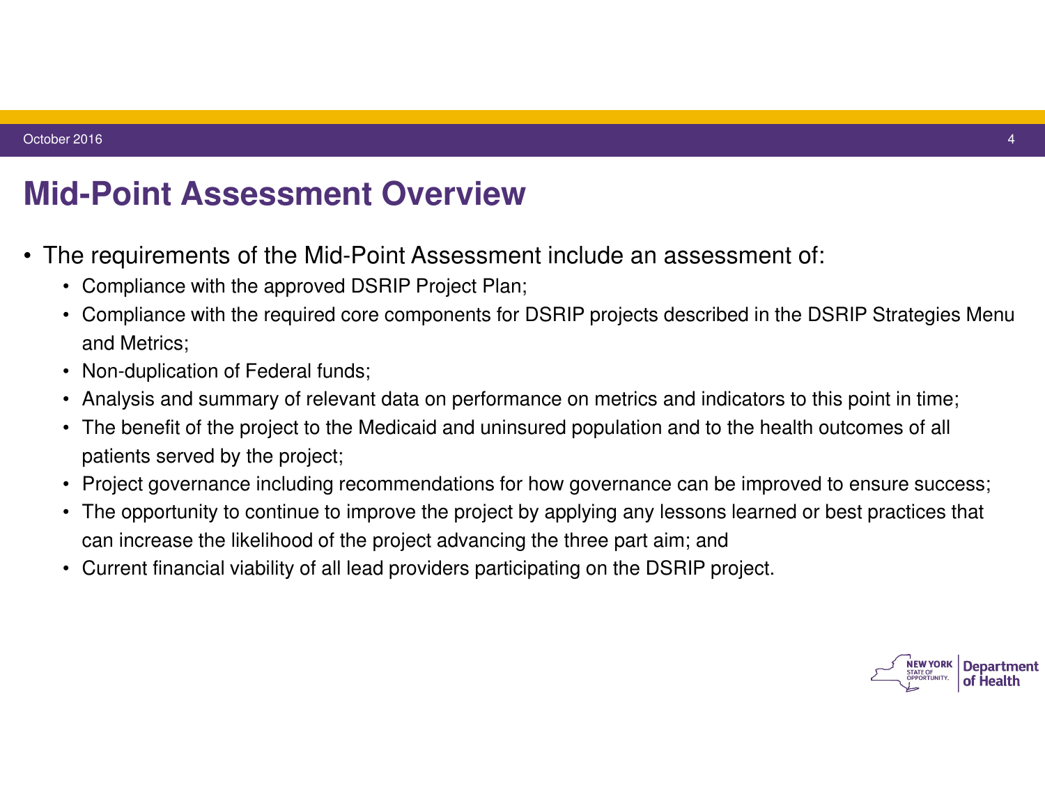# Mid-Point Assessment Overview

- The requirements of the Mid-Point Assessment include an assessment of:
  - Compliance with the approved DSRIP Project Plan;
  - Compliance with the required core components for DSRIP projects described in the DSRIP Strategies Menu and Metrics;
  - Non-duplication of Federal funds;
  - Analysis and summary of relevant data on performance on metrics and indicators to this point in time;
  - The benefit of the project to the Medicaid and uninsured population and to the health outcomes of all patients served by the project;
  - Project governance including recommendations for how governance can be improved to ensure success;
  - The opportunity to continue to improve the project by applying any lessons learned or best practices that can increase the likelihood of the project advancing the three part aim; and
  - Current financial viability of all lead providers participating on the DSRIP project.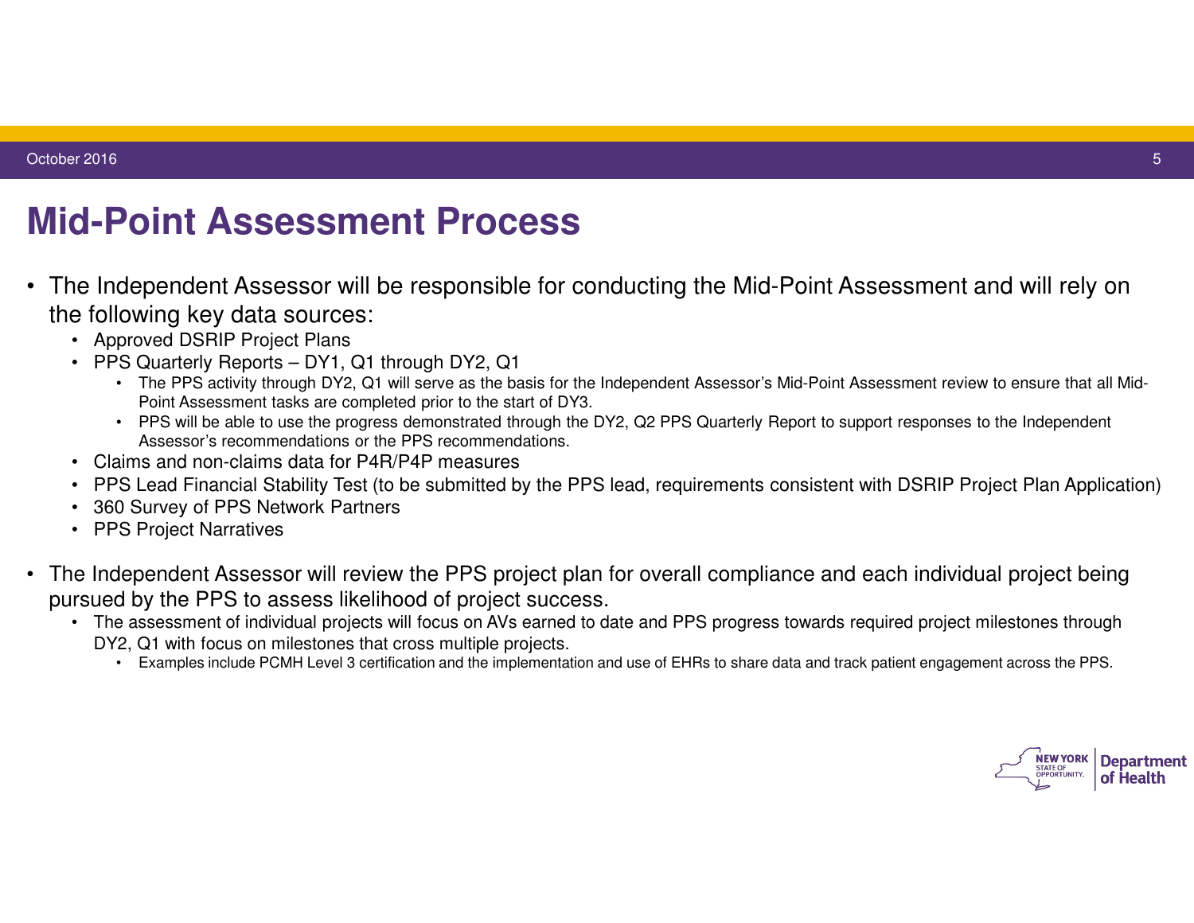# Mid-Point Assessment Process

- The Independent Assessor will be responsible for conducting the Mid-Point Assessment and will rely on the following key data sources:
  - Approved DSRIP Project Plans
  - PPS Quarterly Reports – DY1, Q1 through DY2, Q1
    - The PPS activity through DY2, Q1 will serve as the basis for the Independent Assessor's Mid-Point Assessment review to ensure that all Mid-Point Assessment tasks are completed prior to the start of DY3.
    - PPS will be able to use the progress demonstrated through the DY2, Q2 PPS Quarterly Report to support responses to the Independent Assessor's recommendations or the PPS recommendations.
  - Claims and non-claims data for P4R/P4P measures
  - PPS Lead Financial Stability Test (to be submitted by the PPS lead, requirements consistent with DSRIP Project Plan Application)
  - 360 Survey of PPS Network Partners
  - PPS Project Narratives

- The Independent Assessor will review the PPS project plan for overall compliance and each individual project being pursued by the PPS to assess likelihood of project success.
  - The assessment of individual projects will focus on AVs earned to date and PPS progress towards required project milestones through DY2, Q1 with focus on milestones that cross multiple projects.
    - Examples include PCMH Level 3 certification and the implementation and use of EHRs to share data and track patient engagement across the PPS.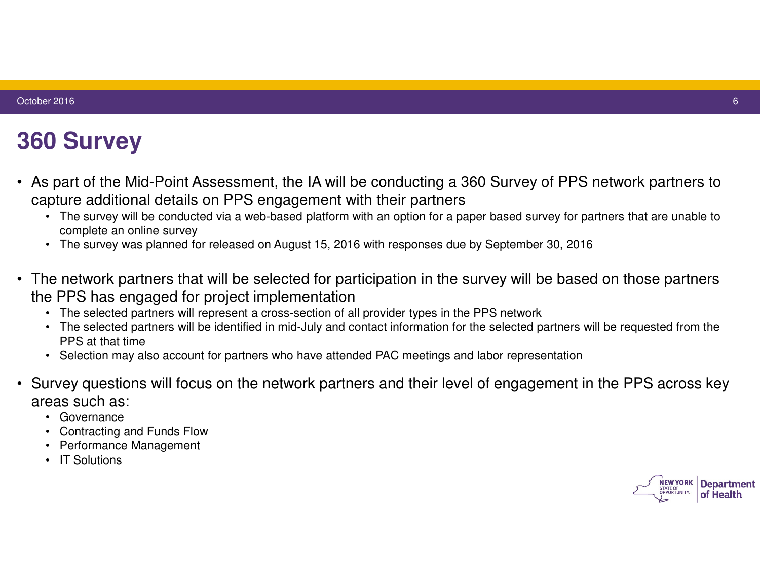# 360 Survey

- As part of the Mid-Point Assessment, the IA will be conducting a 360 Survey of PPS network partners to capture additional details on PPS engagement with their partners
  - The survey will be conducted via a web-based platform with an option for a paper based survey for partners that are unable to complete an online survey
  - The survey was planned for released on August 15, 2016 with responses due by September 30, 2016
- The network partners that will be selected for participation in the survey will be based on those partners the PPS has engaged for project implementation
  - The selected partners will represent a cross-section of all provider types in the PPS network
  - The selected partners will be identified in mid-July and contact information for the selected partners will be requested from the PPS at that time
  - Selection may also account for partners who have attended PAC meetings and labor representation
- Survey questions will focus on the network partners and their level of engagement in the PPS across key areas such as:
  - Governance
  - Contracting and Funds Flow
  - Performance Management
  - IT Solutions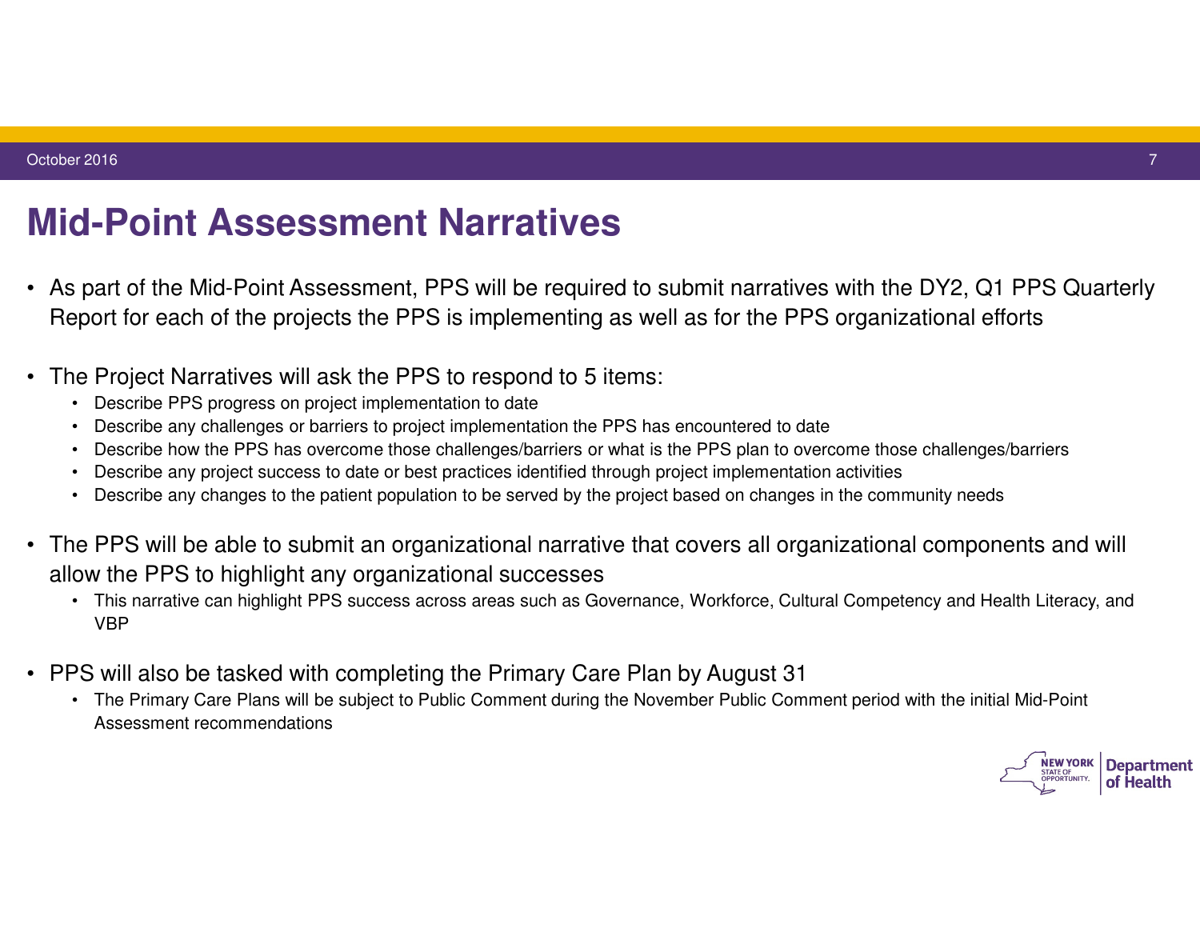# Mid-Point Assessment Narratives

- As part of the Mid-Point Assessment, PPS will be required to submit narratives with the DY2, Q1 PPS Quarterly Report for each of the projects the PPS is implementing as well as for the PPS organizational efforts
- The Project Narratives will ask the PPS to respond to 5 items:
  - Describe PPS progress on project implementation to date
  - Describe any challenges or barriers to project implementation the PPS has encountered to date
  - Describe how the PPS has overcome those challenges/barriers or what is the PPS plan to overcome those challenges/barriers
  - Describe any project success to date or best practices identified through project implementation activities
  - Describe any changes to the patient population to be served by the project based on changes in the community needs
- The PPS will be able to submit an organizational narrative that covers all organizational components and will allow the PPS to highlight any organizational successes
  - This narrative can highlight PPS success across areas such as Governance, Workforce, Cultural Competency and Health Literacy, and VBP
- PPS will also be tasked with completing the Primary Care Plan by August 31
  - The Primary Care Plans will be subject to Public Comment during the November Public Comment period with the initial Mid-Point Assessment recommendations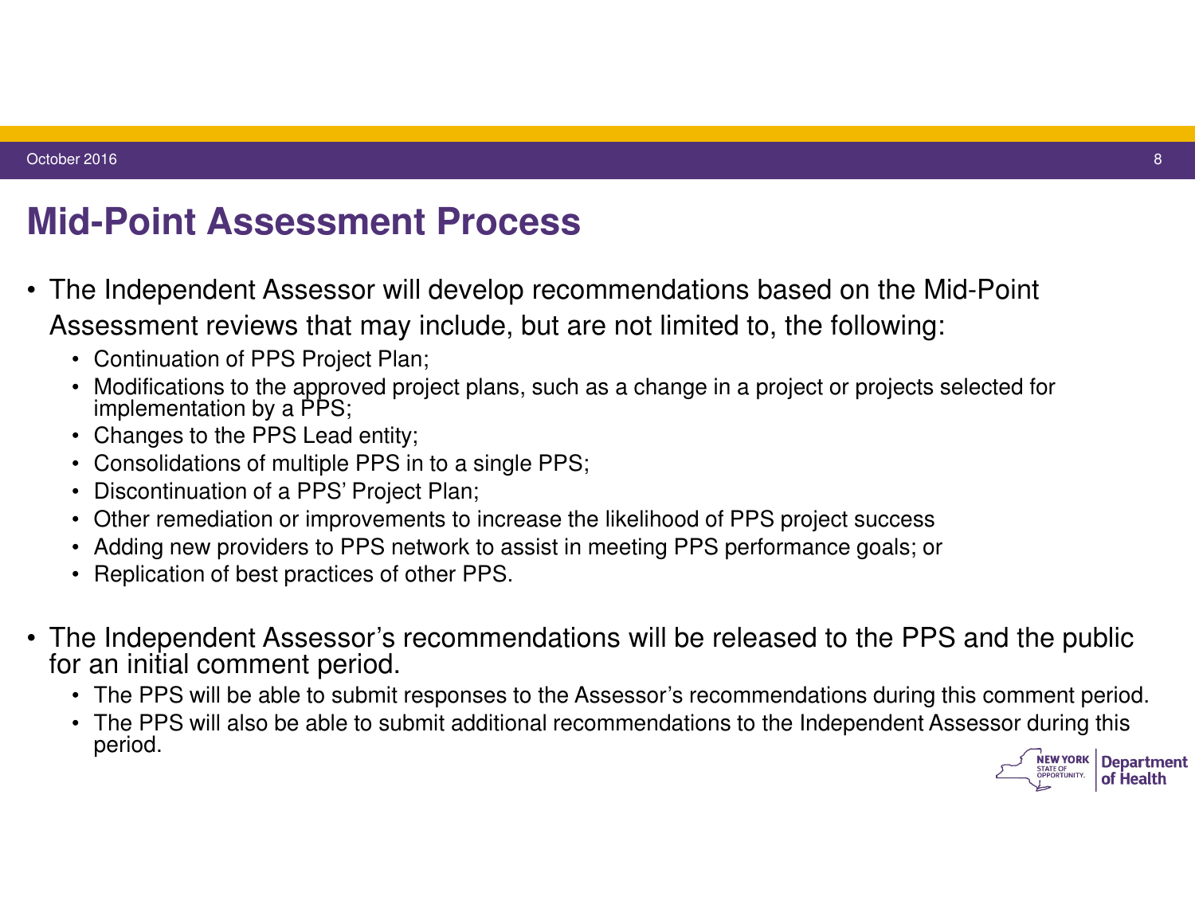# Mid-Point Assessment Process

- The Independent Assessor will develop recommendations based on the Mid-Point Assessment reviews that may include, but are not limited to, the following:
  - Continuation of PPS Project Plan;
  - Modifications to the approved project plans, such as a change in a project or projects selected for implementation by a PPS;
  - Changes to the PPS Lead entity;
  - Consolidations of multiple PPS in to a single PPS;
  - Discontinuation of a PPS' Project Plan;
  - Other remediation or improvements to increase the likelihood of PPS project success
  - Adding new providers to PPS network to assist in meeting PPS performance goals; or
  - Replication of best practices of other PPS.

- The Independent Assessor's recommendations will be released to the PPS and the public for an initial comment period.
  - The PPS will be able to submit responses to the Assessor's recommendations during this comment period.
  - The PPS will also be able to submit additional recommendations to the Independent Assessor during this period.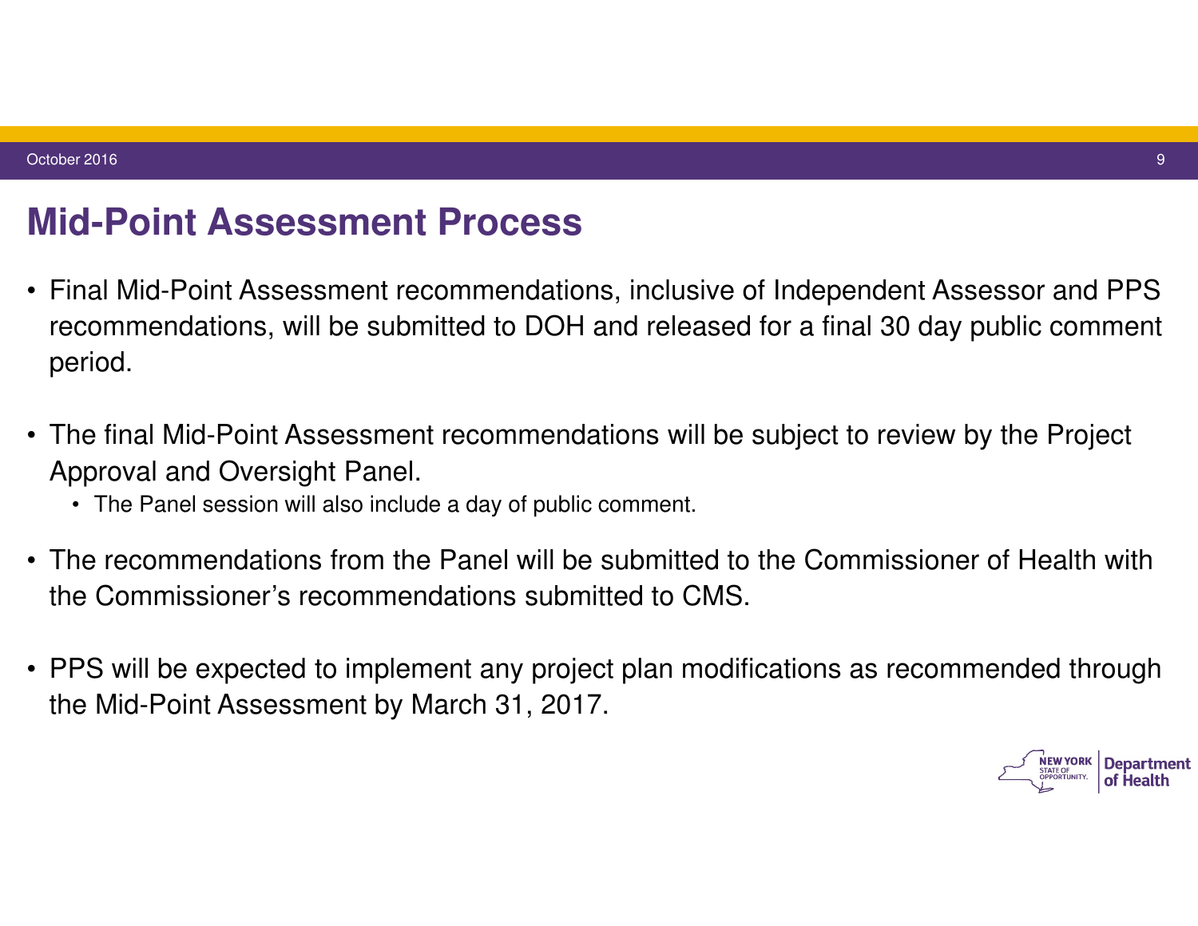# Mid-Point Assessment Process

- Final Mid-Point Assessment recommendations, inclusive of Independent Assessor and PPS recommendations, will be submitted to DOH and released for a final 30 day public comment period.
- The final Mid-Point Assessment recommendations will be subject to review by the Project Approval and Oversight Panel.
  - The Panel session will also include a day of public comment.
- The recommendations from the Panel will be submitted to the Commissioner of Health with the Commissioner's recommendations submitted to CMS.
- PPS will be expected to implement any project plan modifications as recommended through the Mid-Point Assessment by March 31, 2017.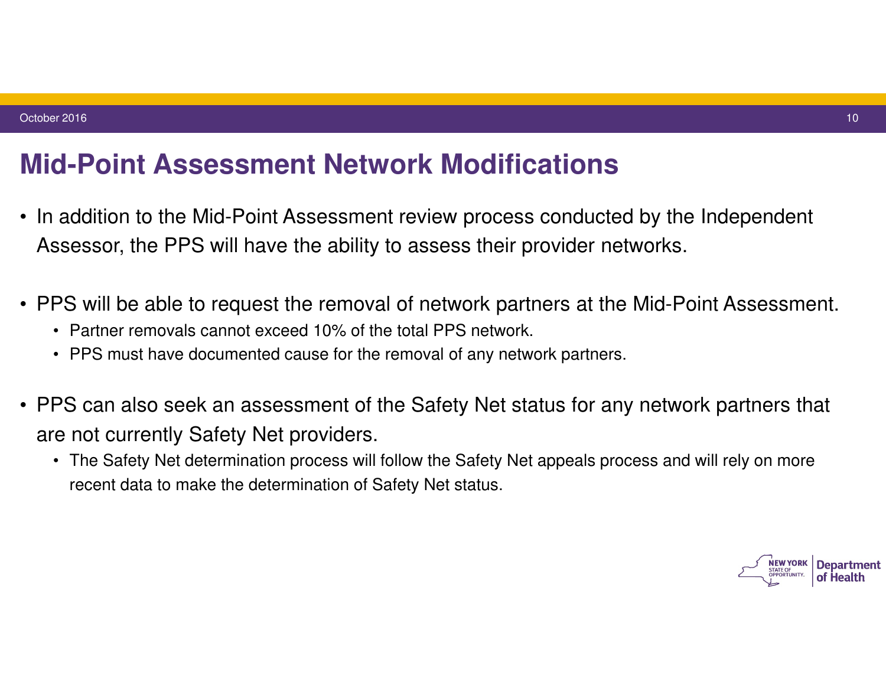# Mid-Point Assessment Network Modifications

- In addition to the Mid-Point Assessment review process conducted by the Independent Assessor, the PPS will have the ability to assess their provider networks.

- PPS will be able to request the removal of network partners at the Mid-Point Assessment.
  - Partner removals cannot exceed 10% of the total PPS network.
  - PPS must have documented cause for the removal of any network partners.

- PPS can also seek an assessment of the Safety Net status for any network partners that are not currently Safety Net providers.
  - The Safety Net determination process will follow the Safety Net appeals process and will rely on more recent data to make the determination of Safety Net status.